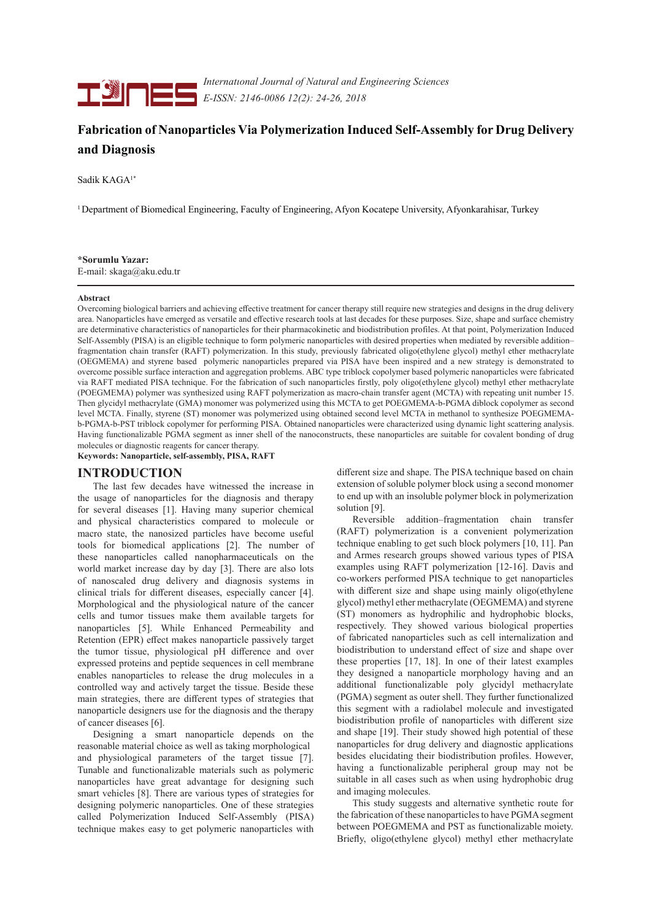# Fabrication of Nanoparticles Via Polymerization Induced Self-Assembly for Drug Delivery and Diagnosis

Sadik KAGA[1*]

[1] Department of Biomedical Engineering, Faculty of Engineering, Afyon Kocatepe University, Afyonkarahisar, Turkey

**\*Sorumlu Yazar:**
E-mail: skaga@aku.edu.tr

**Abstract**

Overcoming biological barriers and achieving effective treatment for cancer therapy still require new strategies and designs in the drug delivery area. Nanoparticles have emerged as versatile and effective research tools at last decades for these purposes. Size, shape and surface chemistry are determinative characteristics of nanoparticles for their pharmacokinetic and biodistribution profiles. At that point, Polymerization Induced Self-Assembly (PISA) is an eligible technique to form polymeric nanoparticles with desired properties when mediated by reversible addition–fragmentation chain transfer (RAFT) polymerization. In this study, previously fabricated oligo(ethylene glycol) methyl ether methacrylate (OEGMEMA) and styrene based polymeric nanoparticles prepared via PISA have been inspired and a new strategy is demonstrated to overcome possible surface interaction and aggregation problems. ABC type triblock copolymer based polymeric nanoparticles were fabricated via RAFT mediated PISA technique. For the fabrication of such nanoparticles firstly, poly oligo(ethylene glycol) methyl ether methacrylate (POEGMEMA) polymer was synthesized using RAFT polymerization as macro-chain transfer agent (MCTA) with repeating unit number 15. Then glycidyl methacrylate (GMA) monomer was polymerized using this MCTA to get POEGMEMA-b-PGMA diblock copolymer as second level MCTA. Finally, styrene (ST) monomer was polymerized using obtained second level MCTA in methanol to synthesize POEGMEMA-b-PGMA-b-PST triblock copolymer for performing PISA. Obtained nanoparticles were characterized using dynamic light scattering analysis. Having functionalizable PGMA segment as inner shell of the nanoconstructs, these nanoparticles are suitable for covalent bonding of drug molecules or diagnostic reagents for cancer therapy.

**Keywords: Nanoparticle, self-assembly, PISA, RAFT**

## INTRODUCTION

The last few decades have witnessed the increase in the usage of nanoparticles for the diagnosis and therapy for several diseases [1]. Having many superior chemical and physical characteristics compared to molecule or macro state, the nanosized particles have become useful tools for biomedical applications [2]. The number of these nanoparticles called nanopharmaceuticals on the world market increase day by day [3]. There are also lots of nanoscaled drug delivery and diagnosis systems in clinical trials for different diseases, especially cancer [4]. Morphological and the physiological nature of the cancer cells and tumor tissues make them available targets for nanoparticles [5]. While Enhanced Permeability and Retention (EPR) effect makes nanoparticle passively target the tumor tissue, physiological pH difference and over expressed proteins and peptide sequences in cell membrane enables nanoparticles to release the drug molecules in a controlled way and actively target the tissue. Beside these main strategies, there are different types of strategies that nanoparticle designers use for the diagnosis and the therapy of cancer diseases [6].

Designing a smart nanoparticle depends on the reasonable material choice as well as taking morphological and physiological parameters of the target tissue [7]. Tunable and functionalizable materials such as polymeric nanoparticles have great advantage for designing such smart vehicles [8]. There are various types of strategies for designing polymeric nanoparticles. One of these strategies called Polymerization Induced Self-Assembly (PISA) technique makes easy to get polymeric nanoparticles with different size and shape. The PISA technique based on chain extension of soluble polymer block using a second monomer to end up with an insoluble polymer block in polymerization solution [9].

Reversible addition–fragmentation chain transfer (RAFT) polymerization is a convenient polymerization technique enabling to get such block polymers [10, 11]. Pan and Armes research groups showed various types of PISA examples using RAFT polymerization [12-16]. Davis and co-workers performed PISA technique to get nanoparticles with different size and shape using mainly oligo(ethylene glycol) methyl ether methacrylate (OEGMEMA) and styrene (ST) monomers as hydrophilic and hydrophobic blocks, respectively. They showed various biological properties of fabricated nanoparticles such as cell internalization and biodistribution to understand effect of size and shape over these properties [17, 18]. In one of their latest examples they designed a nanoparticle morphology having and an additional functionalizable poly glycidyl methacrylate (PGMA) segment as outer shell. They further functionalized this segment with a radiolabel molecule and investigated biodistribution profile of nanoparticles with different size and shape [19]. Their study showed high potential of these nanoparticles for drug delivery and diagnostic applications besides elucidating their biodistribution profiles. However, having a functionalizable peripheral group may not be suitable in all cases such as when using hydrophobic drug and imaging molecules.

This study suggests and alternative synthetic route for the fabrication of these nanoparticles to have PGMA segment between POEGMEMA and PST as functionalizable moiety. Briefly, oligo(ethylene glycol) methyl ether methacrylate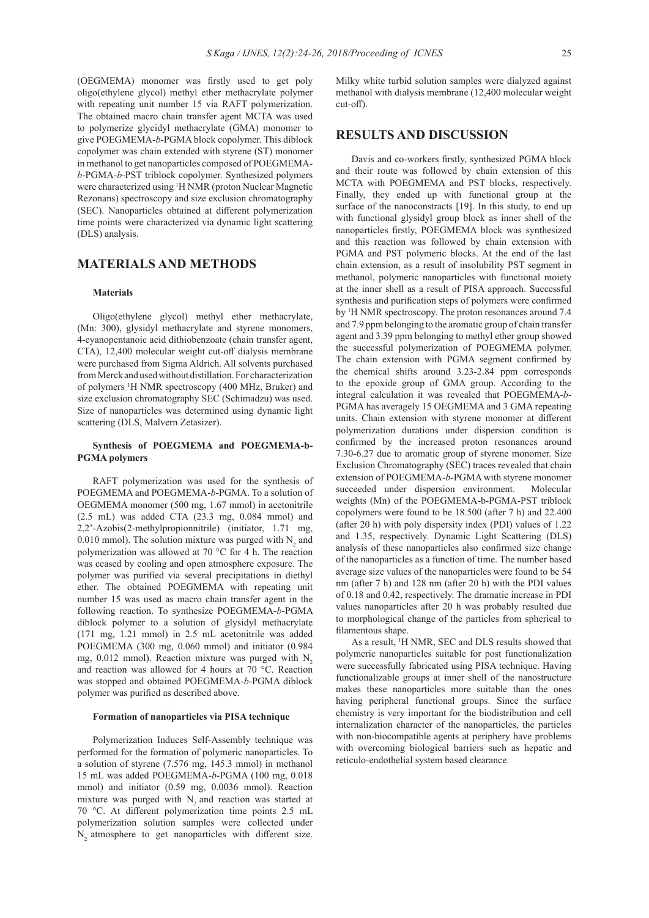(OEGMEMA) monomer was firstly used to get poly oligo(ethylene glycol) methyl ether methacrylate polymer with repeating unit number 15 via RAFT polymerization. The obtained macro chain transfer agent MCTA was used to polymerize glycidyl methacrylate (GMA) monomer to give POEGMEMA-*b*-PGMA block copolymer. This diblock copolymer was chain extended with styrene (ST) monomer in methanol to get nanoparticles composed of POEGMEMA-*b*-PGMA-*b*-PST triblock copolymer. Synthesized polymers were characterized using $^{1}$H NMR (proton Nuclear Magnetic Rezonans) spectroscopy and size exclusion chromatography (SEC). Nanoparticles obtained at different polymerization time points were characterized via dynamic light scattering (DLS) analysis.

## MATERIALS AND METHODS

### Materials

Oligo(ethylene glycol) methyl ether methacrylate, (Mn: 300), glysidyl methacrylate and styrene monomers, 4-cyanopentanoic acid dithiobenzoate (chain transfer agent, CTA), 12,400 molecular weight cut-off dialysis membrane were purchased from Sigma Aldrich. All solvents purchased from Merck and used without distillation. For characterization of polymers $^{1}$H NMR spectroscopy (400 MHz, Bruker) and size exclusion chromatography SEC (Schimadzu) was used. Size of nanoparticles was determined using dynamic light scattering (DLS, Malvern Zetasizer).

### Synthesis of POEGMEMA and POEGMEMA-b-PGMA polymers

RAFT polymerization was used for the synthesis of POEGMEMA and POEGMEMA-*b*-PGMA. To a solution of OEGMEMA monomer (500 mg, 1.67 mmol) in acetonitrile (2.5 mL) was added CTA (23.3 mg, 0.084 mmol) and 2,2'-Azobis(2-methylpropionnitrile) (initiator, 1.71 mg, 0.010 mmol). The solution mixture was purged with $N_2$ and polymerization was allowed at 70 °C for 4 h. The reaction was ceased by cooling and open atmosphere exposure. The polymer was purified via several precipitations in diethyl ether. The obtained POEGMEMA with repeating unit number 15 was used as macro chain transfer agent in the following reaction. To synthesize POEGMEMA-*b*-PGMA diblock polymer to a solution of glysidyl methacrylate (171 mg, 1.21 mmol) in 2.5 mL acetonitrile was added POEGMEMA (300 mg, 0.060 mmol) and initiator (0.984 mg, 0.012 mmol). Reaction mixture was purged with $N_2$ and reaction was allowed for 4 hours at 70 °C. Reaction was stopped and obtained POEGMEMA-*b*-PGMA diblock polymer was purified as described above.

### Formation of nanoparticles via PISA technique

Polymerization Induces Self-Assembly technique was performed for the formation of polymeric nanoparticles. To a solution of styrene (7.576 mg, 145.3 mmol) in methanol 15 mL was added POEGMEMA-*b*-PGMA (100 mg, 0.018 mmol) and initiator (0.59 mg, 0.0036 mmol). Reaction mixture was purged with $N_2$ and reaction was started at 70 °C. At different polymerization time points 2.5 mL polymerization solution samples were collected under $N_2$ atmosphere to get nanoparticles with different size. Milky white turbid solution samples were dialyzed against methanol with dialysis membrane (12,400 molecular weight cut-off).

## RESULTS AND DISCUSSION

Davis and co-workers firstly, synthesized PGMA block and their route was followed by chain extension of this MCTA with POEGMEMA and PST blocks, respectively. Finally, they ended up with functional group at the surface of the nanoconstracts [19]. In this study, to end up with functional glysidyl group block as inner shell of the nanoparticles firstly, POEGMEMA block was synthesized and this reaction was followed by chain extension with PGMA and PST polymeric blocks. At the end of the last chain extension, as a result of insolubility PST segment in methanol, polymeric nanoparticles with functional moiety at the inner shell as a result of PISA approach. Successful synthesis and purification steps of polymers were confirmed by $^{1}$H NMR spectroscopy. The proton resonances around 7.4 and 7.9 ppm belonging to the aromatic group of chain transfer agent and 3.39 ppm belonging to methyl ether group showed the successful polymerization of POEGMEMA polymer. The chain extension with PGMA segment confirmed by the chemical shifts around 3.23-2.84 ppm corresponds to the epoxide group of GMA group. According to the integral calculation it was revealed that POEGMEMA-*b*-PGMA has averagely 15 OEGMEMA and 3 GMA repeating units. Chain extension with styrene monomer at different polymerization durations under dispersion condition is confirmed by the increased proton resonances around 7.30-6.27 due to aromatic group of styrene monomer. Size Exclusion Chromatography (SEC) traces revealed that chain extension of POEGMEMA-*b*-PGMA with styrene monomer succeeded under dispersion environment. Molecular weights (Mn) of the POEGMEMA-b-PGMA-PST triblock copolymers were found to be 18.500 (after 7 h) and 22.400 (after 20 h) with poly dispersity index (PDI) values of 1.22 and 1.35, respectively. Dynamic Light Scattering (DLS) analysis of these nanoparticles also confirmed size change of the nanoparticles as a function of time. The number based average size values of the nanoparticles were found to be 54 nm (after 7 h) and 128 nm (after 20 h) with the PDI values of 0.18 and 0.42, respectively. The dramatic increase in PDI values nanoparticles after 20 h was probably resulted due to morphological change of the particles from spherical to filamentous shape.

As a result, $^{1}$H NMR, SEC and DLS results showed that polymeric nanoparticles suitable for post functionalization were successfully fabricated using PISA technique. Having functionalizable groups at inner shell of the nanostructure makes these nanoparticles more suitable than the ones having peripheral functional groups. Since the surface chemistry is very important for the biodistribution and cell internalization character of the nanoparticles, the particles with non-biocompatible agents at periphery have problems with overcoming biological barriers such as hepatic and reticulo-endothelial system based clearance.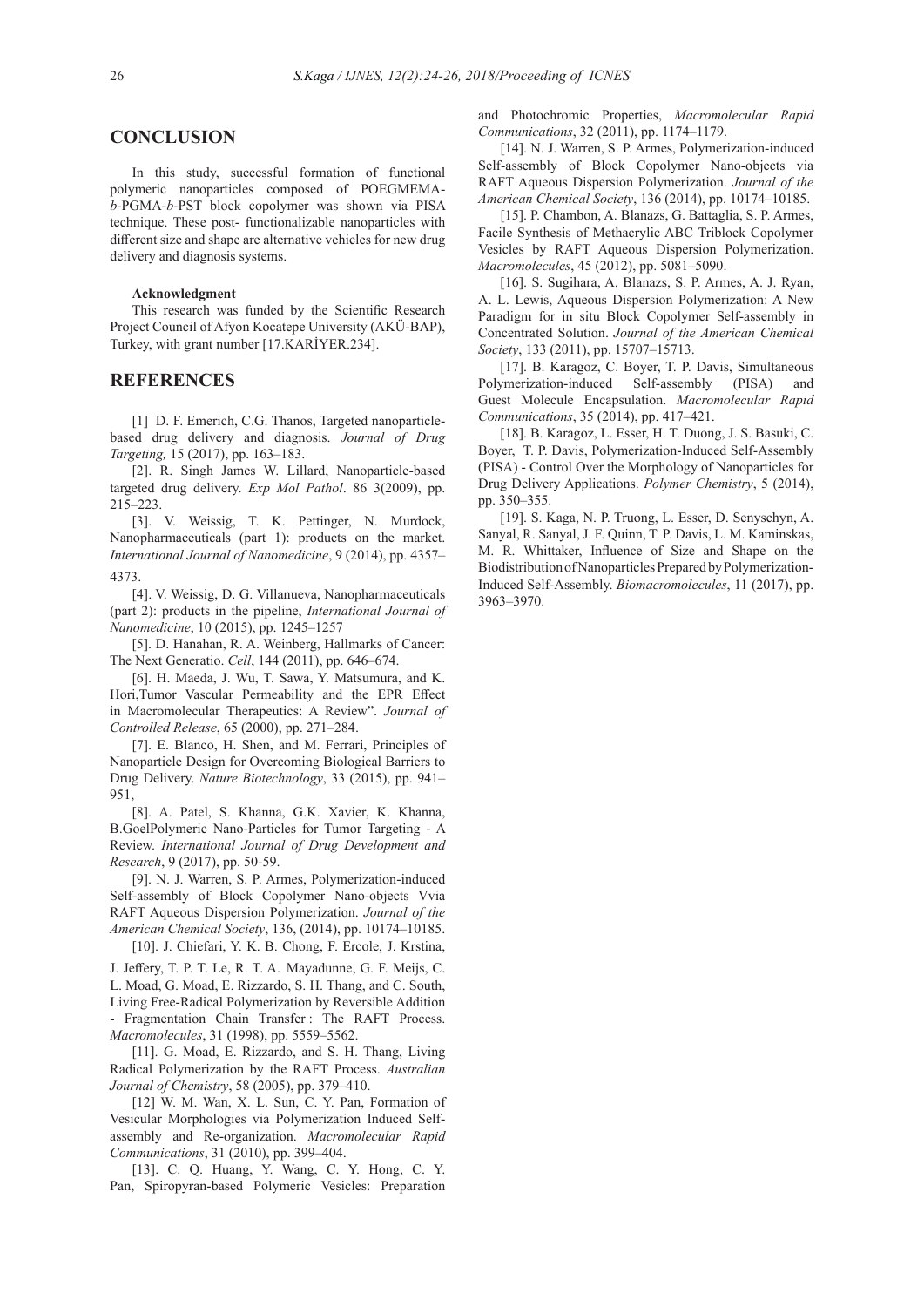## CONCLUSION

In this study, successful formation of functional polymeric nanoparticles composed of POEGMEMA-*b*-PGMA-*b*-PST block copolymer was shown via PISA technique. These post- functionalizable nanoparticles with different size and shape are alternative vehicles for new drug delivery and diagnosis systems.

**Acknowledgment**

This research was funded by the Scientific Research Project Council of Afyon Kocatepe University (AKÜ-BAP), Turkey, with grant number [17.KARİYER.234].

## REFERENCES

[1] D. F. Emerich, C.G. Thanos, Targeted nanoparticle-based drug delivery and diagnosis. *Journal of Drug Targeting,* 15 (2017), pp. 163–183.

[2]. R. Singh James W. Lillard, Nanoparticle-based targeted drug delivery. *Exp Mol Pathol*. 86 3(2009), pp. 215–223.

[3]. V. Weissig, T. K. Pettinger, N. Murdock, Nanopharmaceuticals (part 1): products on the market. *International Journal of Nanomedicine*, 9 (2014), pp. 4357–4373.

[4]. V. Weissig, D. G. Villanueva, Nanopharmaceuticals (part 2): products in the pipeline, *International Journal of Nanomedicine*, 10 (2015), pp. 1245–1257

[5]. D. Hanahan, R. A. Weinberg, Hallmarks of Cancer: The Next Generatio. *Cell*, 144 (2011), pp. 646–674.

[6]. H. Maeda, J. Wu, T. Sawa, Y. Matsumura, and K. Hori,Tumor Vascular Permeability and the EPR Effect in Macromolecular Therapeutics: A Review". *Journal of Controlled Release*, 65 (2000), pp. 271–284.

[7]. E. Blanco, H. Shen, and M. Ferrari, Principles of Nanoparticle Design for Overcoming Biological Barriers to Drug Delivery. *Nature Biotechnology*, 33 (2015), pp. 941–951,

[8]. A. Patel, S. Khanna, G.K. Xavier, K. Khanna, B.GoelPolymeric Nano-Particles for Tumor Targeting - A Review. *International Journal of Drug Development and Research*, 9 (2017), pp. 50-59.

[9]. N. J. Warren, S. P. Armes, Polymerization-induced Self-assembly of Block Copolymer Nano-objects Vvia RAFT Aqueous Dispersion Polymerization. *Journal of the American Chemical Society*, 136, (2014), pp. 10174–10185.

[10]. J. Chiefari, Y. K. B. Chong, F. Ercole, J. Krstina, J. Jeffery, T. P. T. Le, R. T. A. Mayadunne, G. F. Meijs, C. L. Moad, G. Moad, E. Rizzardo, S. H. Thang, and C. South, Living Free-Radical Polymerization by Reversible Addition - Fragmentation Chain Transfer : The RAFT Process. *Macromolecules*, 31 (1998), pp. 5559–5562.

[11]. G. Moad, E. Rizzardo, and S. H. Thang, Living Radical Polymerization by the RAFT Process. *Australian Journal of Chemistry*, 58 (2005), pp. 379–410.

[12] W. M. Wan, X. L. Sun, C. Y. Pan, Formation of Vesicular Morphologies via Polymerization Induced Self-assembly and Re-organization. *Macromolecular Rapid Communications*, 31 (2010), pp. 399–404.

[13]. C. Q. Huang, Y. Wang, C. Y. Hong, C. Y. Pan, Spiropyran-based Polymeric Vesicles: Preparation and Photochromic Properties, *Macromolecular Rapid Communications*, 32 (2011), pp. 1174–1179.

[14]. N. J. Warren, S. P. Armes, Polymerization-induced Self-assembly of Block Copolymer Nano-objects via RAFT Aqueous Dispersion Polymerization. *Journal of the American Chemical Society*, 136 (2014), pp. 10174–10185.

[15]. P. Chambon, A. Blanazs, G. Battaglia, S. P. Armes, Facile Synthesis of Methacrylic ABC Triblock Copolymer Vesicles by RAFT Aqueous Dispersion Polymerization. *Macromolecules*, 45 (2012), pp. 5081–5090.

[16]. S. Sugihara, A. Blanazs, S. P. Armes, A. J. Ryan, A. L. Lewis, Aqueous Dispersion Polymerization: A New Paradigm for in situ Block Copolymer Self-assembly in Concentrated Solution. *Journal of the American Chemical Society*, 133 (2011), pp. 15707–15713.

[17]. B. Karagoz, C. Boyer, T. P. Davis, Simultaneous Polymerization-induced Self-assembly (PISA) and Guest Molecule Encapsulation. *Macromolecular Rapid Communications*, 35 (2014), pp. 417–421.

[18]. B. Karagoz, L. Esser, H. T. Duong, J. S. Basuki, C. Boyer, T. P. Davis, Polymerization-Induced Self-Assembly (PISA) - Control Over the Morphology of Nanoparticles for Drug Delivery Applications. *Polymer Chemistry*, 5 (2014), pp. 350–355.

[19]. S. Kaga, N. P. Truong, L. Esser, D. Senyschyn, A. Sanyal, R. Sanyal, J. F. Quinn, T. P. Davis, L. M. Kaminskas, M. R. Whittaker, Influence of Size and Shape on the Biodistribution of Nanoparticles Prepared by Polymerization-Induced Self-Assembly. *Biomacromolecules*, 11 (2017), pp. 3963–3970.